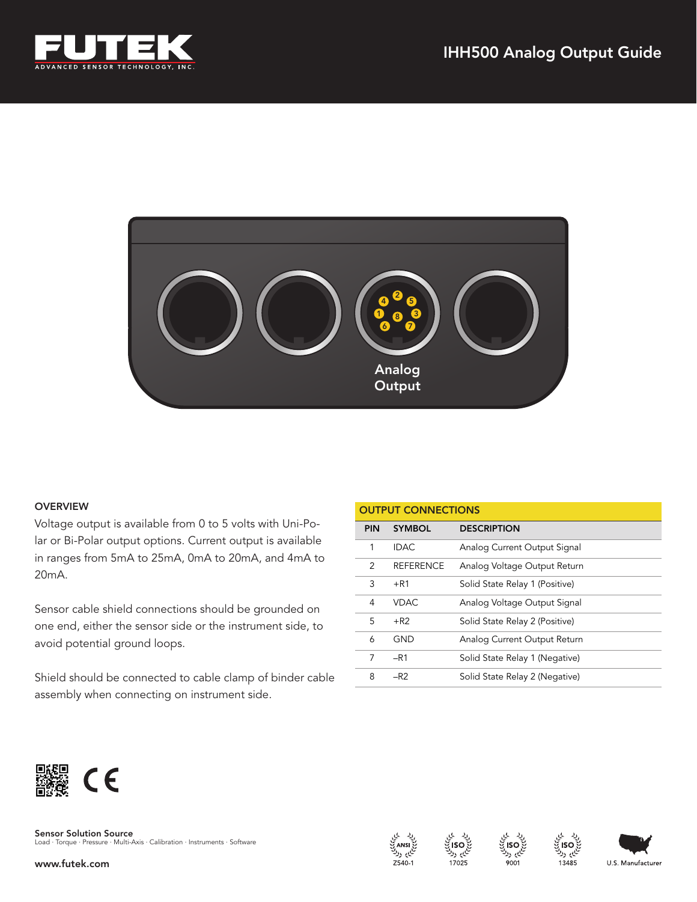# IHH500 Analog Output Guide

Analog Output

## OVERVIEW

Voltage output is available from 0 to 5 volts with Uni-Polar or Bi-Polar output options. Current output is available in ranges from 5mA to 25mA, 0mA to 20mA, and 4mA to 20mA.

Sensor cable shield connections should be grounded on one end, either the sensor side or the instrument side, to avoid potential ground loops.

Shield should be connected to cable clamp of binder cable assembly when connecting on instrument side.

## OUTPUT CONNECTIONS

| PIN | SYMBOL | DESCRIPTION |
|---|---|---|
| 1 | IDAC | Analog Current Output Signal |
| 2 | REFERENCE | Analog Voltage Output Return |
| 3 | +R1 | Solid State Relay 1 (Positive) |
| 4 | VDAC | Analog Voltage Output Signal |
| 5 | +R2 | Solid State Relay 2 (Positive) |
| 6 | GND | Analog Current Output Return |
| 7 | –R1 | Solid State Relay 1 (Negative) |
| 8 | –R2 | Solid State Relay 2 (Negative) |

**Sensor Solution Source**
Load · Torque · Pressure · Multi-Axis · Calibration · Instruments · Software

www.futek.com

ANSI Z540-1 · ISO 17025 · ISO 9001 · ISO 13485 · U.S. Manufacturer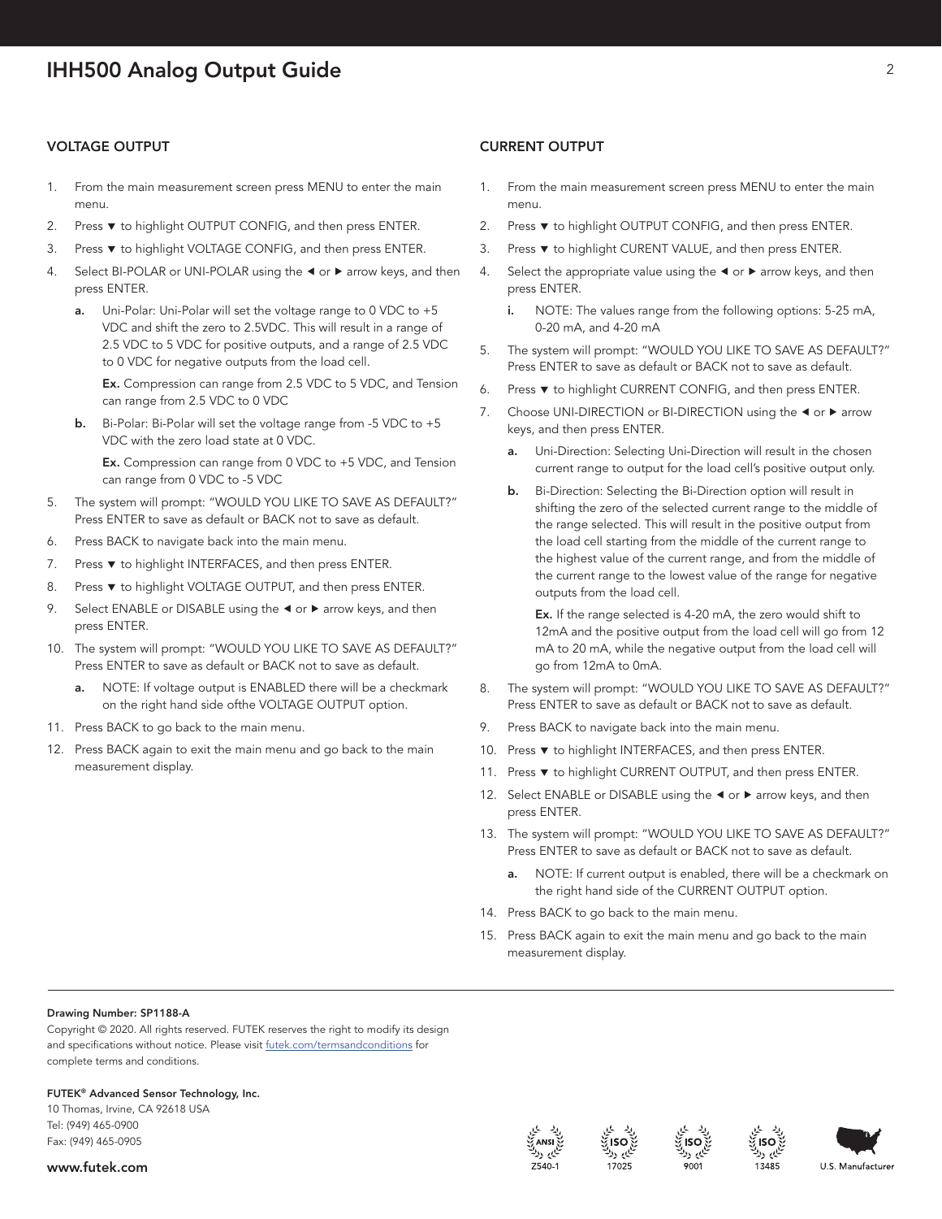## VOLTAGE OUTPUT

1. From the main measurement screen press MENU to enter the main menu.
2. Press ▼ to highlight OUTPUT CONFIG, and then press ENTER.
3. Press ▼ to highlight VOLTAGE CONFIG, and then press ENTER.
4. Select BI-POLAR or UNI-POLAR using the ◀ or ▶ arrow keys, and then press ENTER.
   - **a.** Uni-Polar: Uni-Polar will set the voltage range to 0 VDC to +5 VDC and shift the zero to 2.5VDC. This will result in a range of 2.5 VDC to 5 VDC for positive outputs, and a range of 2.5 VDC to 0 VDC for negative outputs from the load cell.

     **Ex.** Compression can range from 2.5 VDC to 5 VDC, and Tension can range from 2.5 VDC to 0 VDC
   - **b.** Bi-Polar: Bi-Polar will set the voltage range from -5 VDC to +5 VDC with the zero load state at 0 VDC.

     **Ex.** Compression can range from 0 VDC to +5 VDC, and Tension can range from 0 VDC to -5 VDC
5. The system will prompt: "WOULD YOU LIKE TO SAVE AS DEFAULT?" Press ENTER to save as default or BACK not to save as default.
6. Press BACK to navigate back into the main menu.
7. Press ▼ to highlight INTERFACES, and then press ENTER.
8. Press ▼ to highlight VOLTAGE OUTPUT, and then press ENTER.
9. Select ENABLE or DISABLE using the ◀ or ▶ arrow keys, and then press ENTER.
10. The system will prompt: "WOULD YOU LIKE TO SAVE AS DEFAULT?" Press ENTER to save as default or BACK not to save as default.
    - **a.** NOTE: If voltage output is ENABLED there will be a checkmark on the right hand side ofthe VOLTAGE OUTPUT option.
11. Press BACK to go back to the main menu.
12. Press BACK again to exit the main menu and go back to the main measurement display.

## CURRENT OUTPUT

1. From the main measurement screen press MENU to enter the main menu.
2. Press ▼ to highlight OUTPUT CONFIG, and then press ENTER.
3. Press ▼ to highlight CURENT VALUE, and then press ENTER.
4. Select the appropriate value using the ◀ or ▶ arrow keys, and then press ENTER.
   - **i.** NOTE: The values range from the following options: 5-25 mA, 0-20 mA, and 4-20 mA
5. The system will prompt: "WOULD YOU LIKE TO SAVE AS DEFAULT?" Press ENTER to save as default or BACK not to save as default.
6. Press ▼ to highlight CURRENT CONFIG, and then press ENTER.
7. Choose UNI-DIRECTION or BI-DIRECTION using the ◀ or ▶ arrow keys, and then press ENTER.
   - **a.** Uni-Direction: Selecting Uni-Direction will result in the chosen current range to output for the load cell's positive output only.
   - **b.** Bi-Direction: Selecting the Bi-Direction option will result in shifting the zero of the selected current range to the middle of the range selected. This will result in the positive output from the load cell starting from the middle of the current range to the highest value of the current range, and from the middle of the current range to the lowest value of the range for negative outputs from the load cell.

     **Ex.** If the range selected is 4-20 mA, the zero would shift to 12mA and the positive output from the load cell will go from 12 mA to 20 mA, while the negative output from the load cell will go from 12mA to 0mA.
8. The system will prompt: "WOULD YOU LIKE TO SAVE AS DEFAULT?" Press ENTER to save as default or BACK not to save as default.
9. Press BACK to navigate back into the main menu.
10. Press ▼ to highlight INTERFACES, and then press ENTER.
11. Press ▼ to highlight CURRENT OUTPUT, and then press ENTER.
12. Select ENABLE or DISABLE using the ◀ or ▶ arrow keys, and then press ENTER.
13. The system will prompt: "WOULD YOU LIKE TO SAVE AS DEFAULT?" Press ENTER to save as default or BACK not to save as default.
    - **a.** NOTE: If current output is enabled, there will be a checkmark on the right hand side of the CURRENT OUTPUT option.
14. Press BACK to go back to the main menu.
15. Press BACK again to exit the main menu and go back to the main measurement display.

**Drawing Number: SP1188-A**

Copyright © 2020. All rights reserved. FUTEK reserves the right to modify its design and specifications without notice. Please visit futek.com/termsandconditions for complete terms and conditions.

**FUTEK® Advanced Sensor Technology, Inc.**
10 Thomas, Irvine, CA 92618 USA
Tel: (949) 465-0900
Fax: (949) 465-0905

**www.futek.com**

ANSI Z540-1 ISO 17025 ISO 9001 ISO 13485 U.S. Manufacturer